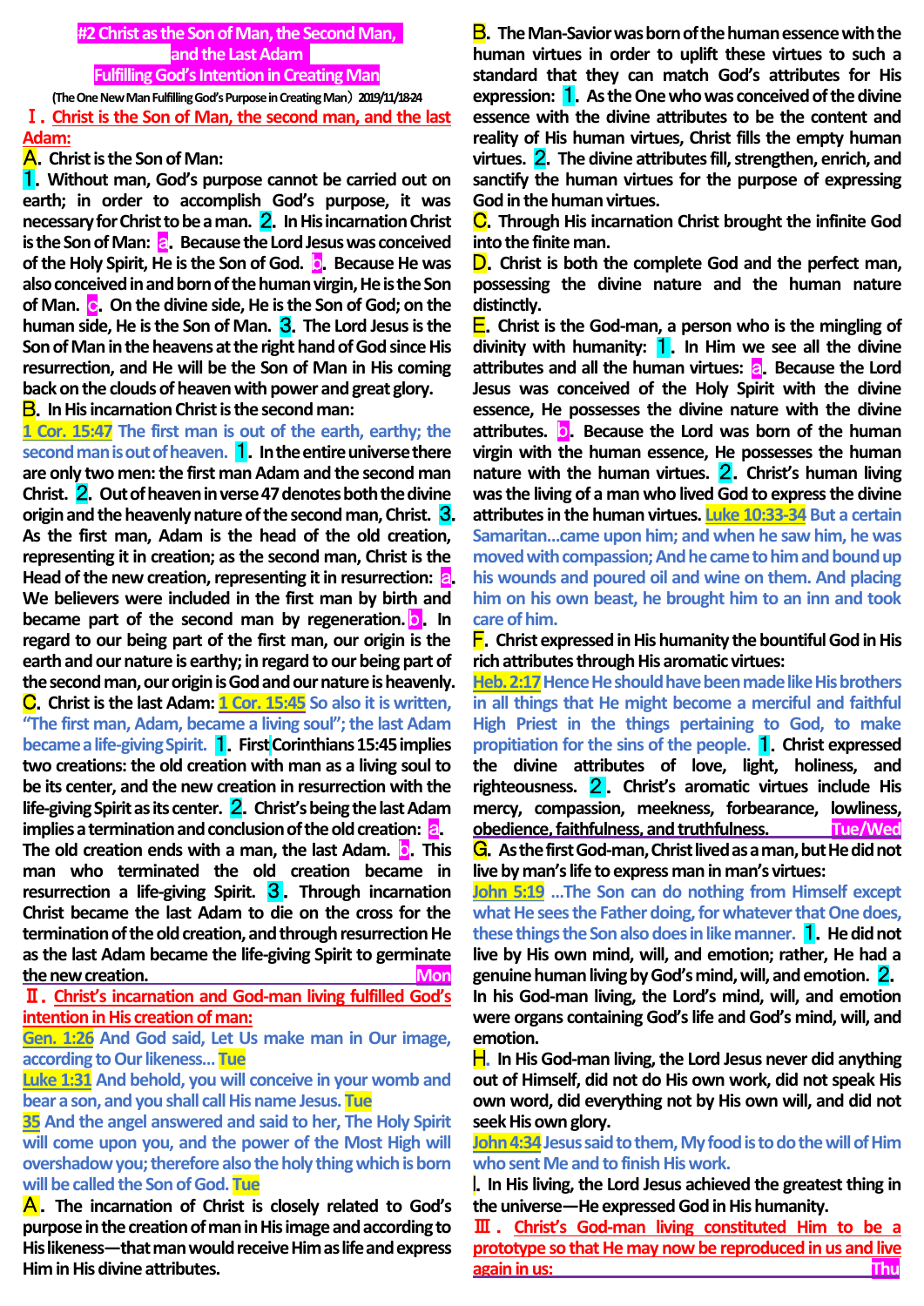# #2 Christ as the Son of Man, the Second Man, and the Last Adam Fulfilling God's Intention in Creating Man

(The One New Man Fulfilling God's Purpose in Creating Man) 2019/11/18-24

## Ⅰ. Christ is the Son of Man, the second man, and the last Adam:

**A. Christ is the Son of Man:**

**1. Without man, God's purpose cannot be carried out on earth; in order to accomplish God's purpose, it was necessary for Christ to be a man. 2. In His incarnation Christ is the Son of Man: a. Because the Lord Jesus was conceived of the Holy Spirit, He is the Son of God. b. Because He was also conceived in and born of the human virgin, He is the Son of Man. c. On the divine side, He is the Son of God; on the human side, He is the Son of Man. 3. The Lord Jesus is the Son of Man in the heavens at the right hand of God since His resurrection, and He will be the Son of Man in His coming back on the clouds of heaven with power and great glory.**

**B. In His incarnation Christ is the second man:**

1 Cor. 15:47 The first man is out of the earth, earthy; the second man is out of heaven.

**1. In the entire universe there are only two men: the first man Adam and the second man Christ. 2. Out of heaven in verse 47 denotes both the divine origin and the heavenly nature of the second man, Christ. 3. As the first man, Adam is the head of the old creation, representing it in creation; as the second man, Christ is the Head of the new creation, representing it in resurrection: a. We believers were included in the first man by birth and became part of the second man by regeneration. b. In regard to our being part of the first man, our origin is the earth and our nature is earthy; in regard to our being part of the second man, our origin is God and our nature is heavenly.**

**C. Christ is the last Adam:** 1 Cor. 15:45 So also it is written, "The first man, Adam, became a living soul"; the last Adam became a life-giving Spirit.

**1. First Corinthians 15:45 implies two creations: the old creation with man as a living soul to be its center, and the new creation in resurrection with the life-giving Spirit as its center. 2. Christ's being the last Adam implies a termination and conclusion of the old creation: a. The old creation ends with a man, the last Adam. b. This man who terminated the old creation became in resurrection a life-giving Spirit. 3. Through incarnation Christ became the last Adam to die on the cross for the termination of the old creation, and through resurrection He as the last Adam became the life-giving Spirit to germinate the new creation.** Mon

## Ⅱ. Christ's incarnation and God-man living fulfilled God's intention in His creation of man:

Gen. 1:26 And God said, Let Us make man in Our image, according to Our likeness... Tue

Luke 1:31 And behold, you will conceive in your womb and bear a son, and you shall call His name Jesus. Tue

35 And the angel answered and said to her, The Holy Spirit will come upon you, and the power of the Most High will overshadow you; therefore also the holy thing which is born will be called the Son of God. Tue

**A. The incarnation of Christ is closely related to God's purpose in the creation of man in His image and according to His likeness—that man would receive Him as life and express Him in His divine attributes.**

**B. The Man-Savior was born of the human essence with the human virtues in order to uplift these virtues to such a standard that they can match God's attributes for His expression: 1. As the One who was conceived of the divine essence with the divine attributes to be the content and reality of His human virtues, Christ fills the empty human virtues. 2. The divine attributes fill, strengthen, enrich, and sanctify the human virtues for the purpose of expressing God in the human virtues.**

**C. Through His incarnation Christ brought the infinite God into the finite man.**

**D. Christ is both the complete God and the perfect man, possessing the divine nature and the human nature distinctly.**

**E. Christ is the God-man, a person who is the mingling of divinity with humanity: 1. In Him we see all the divine attributes and all the human virtues: a. Because the Lord Jesus was conceived of the Holy Spirit with the divine essence, He possesses the divine nature with the divine attributes. b. Because the Lord was born of the human virgin with the human essence, He possesses the human nature with the human virtues. 2. Christ's human living was the living of a man who lived God to express the divine attributes in the human virtues.**

Luke 10:33-34 But a certain Samaritan...came upon him; and when he saw him, he was moved with compassion; And he came to him and bound up his wounds and poured oil and wine on them. And placing him on his own beast, he brought him to an inn and took care of him.

**F. Christ expressed in His humanity the bountiful God in His rich attributes through His aromatic virtues:**

Heb. 2:17 Hence He should have been made like His brothers in all things that He might become a merciful and faithful High Priest in the things pertaining to God, to make propitiation for the sins of the people.

**1. Christ expressed the divine attributes of love, light, holiness, and righteousness. 2. Christ's aromatic virtues include His mercy, compassion, meekness, forbearance, lowliness, obedience, faithfulness, and truthfulness.** Tue/Wed

**G. As the first God-man, Christ lived as a man, but He did not live by man's life to express man in man's virtues:**

John 5:19 ...The Son can do nothing from Himself except what He sees the Father doing, for whatever that One does, these things the Son also does in like manner.

**1. He did not live by His own mind, will, and emotion; rather, He had a genuine human living by God's mind, will, and emotion. 2. In his God-man living, the Lord's mind, will, and emotion were organs containing God's life and God's mind, will, and emotion.**

**H. In His God-man living, the Lord Jesus never did anything out of Himself, did not do His own work, did not speak His own word, did everything not by His own will, and did not seek His own glory.**

John 4:34 Jesus said to them, My food is to do the will of Him who sent Me and to finish His work.

**I. In His living, the Lord Jesus achieved the greatest thing in the universe—He expressed God in His humanity.**

## Ⅲ. Christ's God-man living constituted Him to be a prototype so that He may now be reproduced in us and live again in us: Thu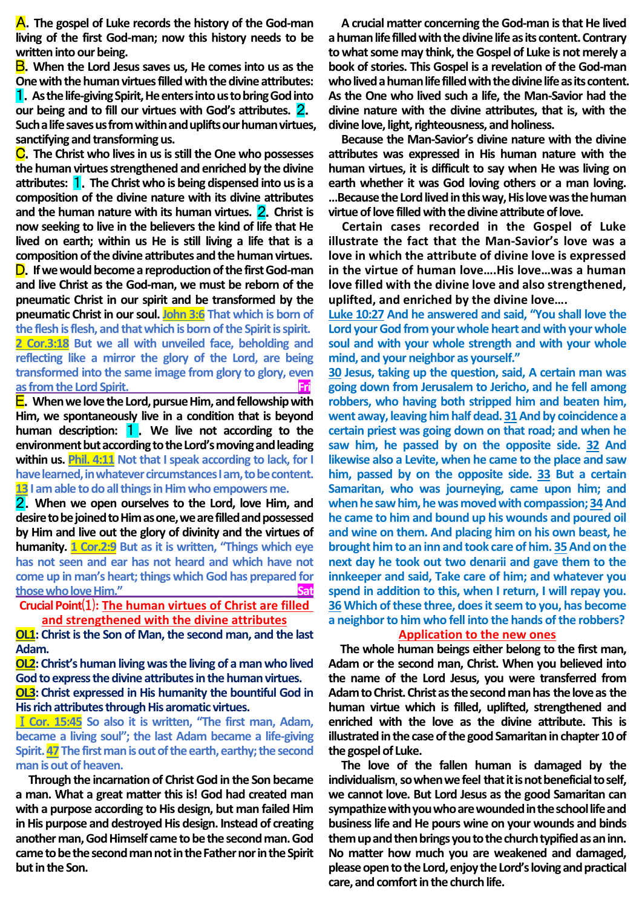**A.** **The gospel of Luke records the history of the God-man living of the first God-man; now this history needs to be written into our being.**

**B.** **When the Lord Jesus saves us, He comes into us as the One with the human virtues filled with the divine attributes:** **1.** **As the life-giving Spirit, He enters into us to bring God into our being and to fill our virtues with God's attributes.** **2.** **Such a life saves us from within and uplifts our human virtues, sanctifying and transforming us.**

**C.** **The Christ who lives in us is still the One who possesses the human virtues strengthened and enriched by the divine attributes:** **1.** **The Christ who is being dispensed into us is a composition of the divine nature with its divine attributes and the human nature with its human virtues.** **2.** **Christ is now seeking to live in the believers the kind of life that He lived on earth; within us He is still living a life that is a composition of the divine attributes and the human virtues.**

**D.** **If we would become a reproduction of the first God-man and live Christ as the God-man, we must be reborn of the pneumatic Christ in our spirit and be transformed by the pneumatic Christ in our soul.** **John 3:6** That which is born of the flesh is flesh, and that which is born of the Spirit is spirit. **2 Cor.3:18** But we all with unveiled face, beholding and reflecting like a mirror the glory of the Lord, are being transformed into the same image from glory to glory, even as from the Lord Spirit. **Fri**

**E.** **When we love the Lord, pursue Him, and fellowship with Him, we spontaneously live in a condition that is beyond human description:** **1.** **We live not according to the environment but according to the Lord's moving and leading within us.** **Phil. 4:11** Not that I speak according to lack, for I have learned, in whatever circumstances I am, to be content. **13** I am able to do all things in Him who empowers me.
**2.** **When we open ourselves to the Lord, love Him, and desire to be joined to Him as one, we are filled and possessed by Him and live out the glory of divinity and the virtues of humanity.** **1 Cor.2:9** But as it is written, "Things which eye has not seen and ear has not heard and which have not come up in man's heart; things which God has prepared for those who love Him." **Sat**

## Crucial Point(1): The human virtues of Christ are filled and strengthened with the divine attributes

**OL1**: **Christ is the Son of Man, the second man, and the last Adam.**

**OL2**: **Christ's human living was the living of a man who lived God to express the divine attributes in the human virtues.**

**OL3**: **Christ expressed in His humanity the bountiful God in His rich attributes through His aromatic virtues.**

**I Cor. 15:45** So also it is written, "The first man, Adam, became a living soul"; the last Adam became a life-giving Spirit. **47** The first man is out of the earth, earthy; the second man is out of heaven.

Through the incarnation of Christ God in the Son became a man. What a great matter this is! God had created man with a purpose according to His design, but man failed Him in His purpose and destroyed His design. Instead of creating another man, God Himself came to be the second man. God came to be the second man not in the Father nor in the Spirit but in the Son.

A crucial matter concerning the God-man is that He lived a human life filled with the divine life as its content. Contrary to what some may think, the Gospel of Luke is not merely a book of stories. This Gospel is a revelation of the God-man who lived a human life filled with the divine life as its content. As the One who lived such a life, the Man-Savior had the divine nature with the divine attributes, that is, with the divine love, light, righteousness, and holiness.

Because the Man-Savior's divine nature with the divine attributes was expressed in His human nature with the human virtues, it is difficult to say when He was living on earth whether it was God loving others or a man loving. ...Because the Lord lived in this way, His love was the human virtue of love filled with the divine attribute of love.

Certain cases recorded in the Gospel of Luke illustrate the fact that the Man-Savior's love was a love in which the attribute of divine love is expressed in the virtue of human love....His love...was a human love filled with the divine love and also strengthened, uplifted, and enriched by the divine love....

**Luke 10:27** And he answered and said, "You shall love the Lord your God from your whole heart and with your whole soul and with your whole strength and with your whole mind, and your neighbor as yourself."
**30** Jesus, taking up the question, said, A certain man was going down from Jerusalem to Jericho, and he fell among robbers, who having both stripped him and beaten him, went away, leaving him half dead. **31** And by coincidence a certain priest was going down on that road; and when he saw him, he passed by on the opposite side. **32** And likewise also a Levite, when he came to the place and saw him, passed by on the opposite side. **33** But a certain Samaritan, who was journeying, came upon him; and when he saw him, he was moved with compassion; **34** And he came to him and bound up his wounds and poured oil and wine on them. And placing him on his own beast, he brought him to an inn and took care of him. **35** And on the next day he took out two denarii and gave them to the innkeeper and said, Take care of him; and whatever you spend in addition to this, when I return, I will repay you. **36** Which of these three, does it seem to you, has become a neighbor to him who fell into the hands of the robbers?

## Application to the new ones

The whole human beings either belong to the first man, Adam or the second man, Christ. When you believed into the name of the Lord Jesus, you were transferred from Adam to Christ. Christ as the second man has the love as the human virtue which is filled, uplifted, strengthened and enriched with the love as the divine attribute. This is illustrated in the case of the good Samaritan in chapter 10 of the gospel of Luke.

The love of the fallen human is damaged by the individualism, so when we feel that it is not beneficial to self, we cannot love. But Lord Jesus as the good Samaritan can sympathize with you who are wounded in the school life and business life and He pours wine on your wounds and binds them up and then brings you to the church typified as an inn. No matter how much you are weakened and damaged, please open to the Lord, enjoy the Lord's loving and practical care, and comfort in the church life.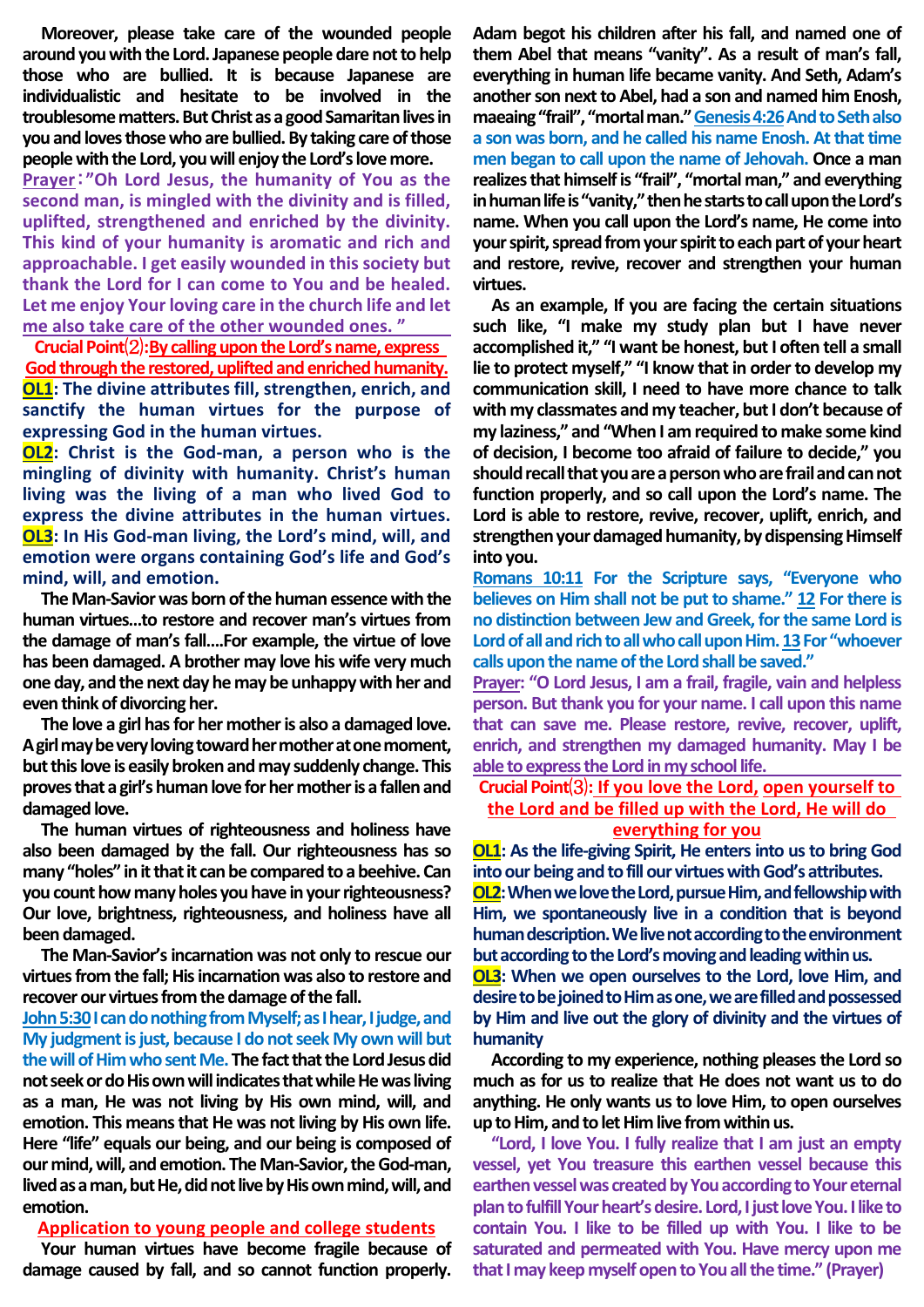**Moreover, please take care of the wounded people around you with the Lord. Japanese people dare not to help those who are bullied. It is because Japanese are individualistic and hesitate to be involved in the troublesome matters. But Christ as a good Samaritan lives in you and loves those who are bullied. By taking care of those people with the Lord, you will enjoy the Lord's love more.**

**Prayer："Oh Lord Jesus, the humanity of You as the second man, is mingled with the divinity and is filled, uplifted, strengthened and enriched by the divinity. This kind of your humanity is aromatic and rich and approachable. I get easily wounded in this society but thank the Lord for I can come to You and be healed. Let me enjoy Your loving care in the church life and let me also take care of the other wounded ones. "**

**Crucial Point⑵:By calling upon the Lord's name, express God through the restored, uplifted and enriched humanity.**

**OL1: The divine attributes fill, strengthen, enrich, and sanctify the human virtues for the purpose of expressing God in the human virtues.**

**OL2: Christ is the God-man, a person who is the mingling of divinity with humanity. Christ's human living was the living of a man who lived God to express the divine attributes in the human virtues.**

**OL3: In His God-man living, the Lord's mind, will, and emotion were organs containing God's life and God's mind, will, and emotion.**

**The Man-Savior was born of the human essence with the human virtues…to restore and recover man's virtues from the damage of man's fall….For example, the virtue of love has been damaged. A brother may love his wife very much one day, and the next day he may be unhappy with her and even think of divorcing her.**

**The love a girl has for her mother is also a damaged love. A girl may be very loving toward her mother at one moment, but this love is easily broken and may suddenly change. This proves that a girl's human love for her mother is a fallen and damaged love.**

**The human virtues of righteousness and holiness have also been damaged by the fall. Our righteousness has so many "holes" in it that it can be compared to a beehive. Can you count how many holes you have in your righteousness? Our love, brightness, righteousness, and holiness have all been damaged.**

**The Man-Savior's incarnation was not only to rescue our virtues from the fall; His incarnation was also to restore and recover our virtues from the damage of the fall.**

**John 5:30 I can do nothing from Myself; as I hear, I judge, and My judgment is just, because I do not seek My own will but the will of Him who sent Me. The fact that the Lord Jesus did not seek or do His own will indicates that while He was living as a man, He was not living by His own mind, will, and emotion. This means that He was not living by His own life. Here "life" equals our being, and our being is composed of our mind, will, and emotion. The Man-Savior, the God-man, lived as a man, but He, did not live by His own mind, will, and emotion.**

**Application to young people and college students**

**Your human virtues have become fragile because of damage caused by fall, and so cannot function properly. Adam begot his children after his fall, and named one of them Abel that means "vanity". As a result of man's fall, everything in human life became vanity. And Seth, Adam's another son next to Abel, had a son and named him Enosh, maeaing "frail", "mortal man." Genesis 4:26 And to Seth also a son was born, and he called his name Enosh. At that time men began to call upon the name of Jehovah. Once a man realizes that himself is "frail", "mortal man," and everything in human life is "vanity," then he starts to call upon the Lord's name. When you call upon the Lord's name, He come into your spirit, spread from your spirit to each part of your heart and restore, revive, recover and strengthen your human virtues.**

**As an example, If you are facing the certain situations such like, "I make my study plan but I have never accomplished it," "I want be honest, but I often tell a small lie to protect myself," "I know that in order to develop my communication skill, I need to have more chance to talk with my classmates and my teacher, but I don't because of my laziness," and "When I am required to make some kind of decision, I become too afraid of failure to decide," you should recall that you are a person who are frail and can not function properly, and so call upon the Lord's name. The Lord is able to restore, revive, recover, uplift, enrich, and strengthen your damaged humanity, by dispensing Himself into you.**

**Romans 10:11 For the Scripture says, "Everyone who believes on Him shall not be put to shame." 12 For there is no distinction between Jew and Greek, for the same Lord is Lord of all and rich to all who call upon Him. 13 For "whoever calls upon the name of the Lord shall be saved."**

**Prayer: "O Lord Jesus, I am a frail, fragile, vain and helpless person. But thank you for your name. I call upon this name that can save me. Please restore, revive, recover, uplift, enrich, and strengthen my damaged humanity. May I be able to express the Lord in my school life.**

**Crucial Point⑶: If you love the Lord, open yourself to the Lord and be filled up with the Lord, He will do everything for you**

**OL1: As the life-giving Spirit, He enters into us to bring God into our being and to fill our virtues with God's attributes.**

**OL2: When we love the Lord, pursue Him, and fellowship with Him, we spontaneously live in a condition that is beyond human description. We live not according to the environment but according to the Lord's moving and leading within us.**

**OL3: When we open ourselves to the Lord, love Him, and desire to be joined to Him as one, we are filled and possessed by Him and live out the glory of divinity and the virtues of humanity**

**According to my experience, nothing pleases the Lord so much as for us to realize that He does not want us to do anything. He only wants us to love Him, to open ourselves up to Him, and to let Him live from within us.**

**"Lord, I love You. I fully realize that I am just an empty vessel, yet You treasure this earthen vessel because this earthen vessel was created by You according to Your eternal plan to fulfill Your heart's desire. Lord, I just love You. I like to contain You. I like to be filled up with You. I like to be saturated and permeated with You. Have mercy upon me that I may keep myself open to You all the time." (Prayer)**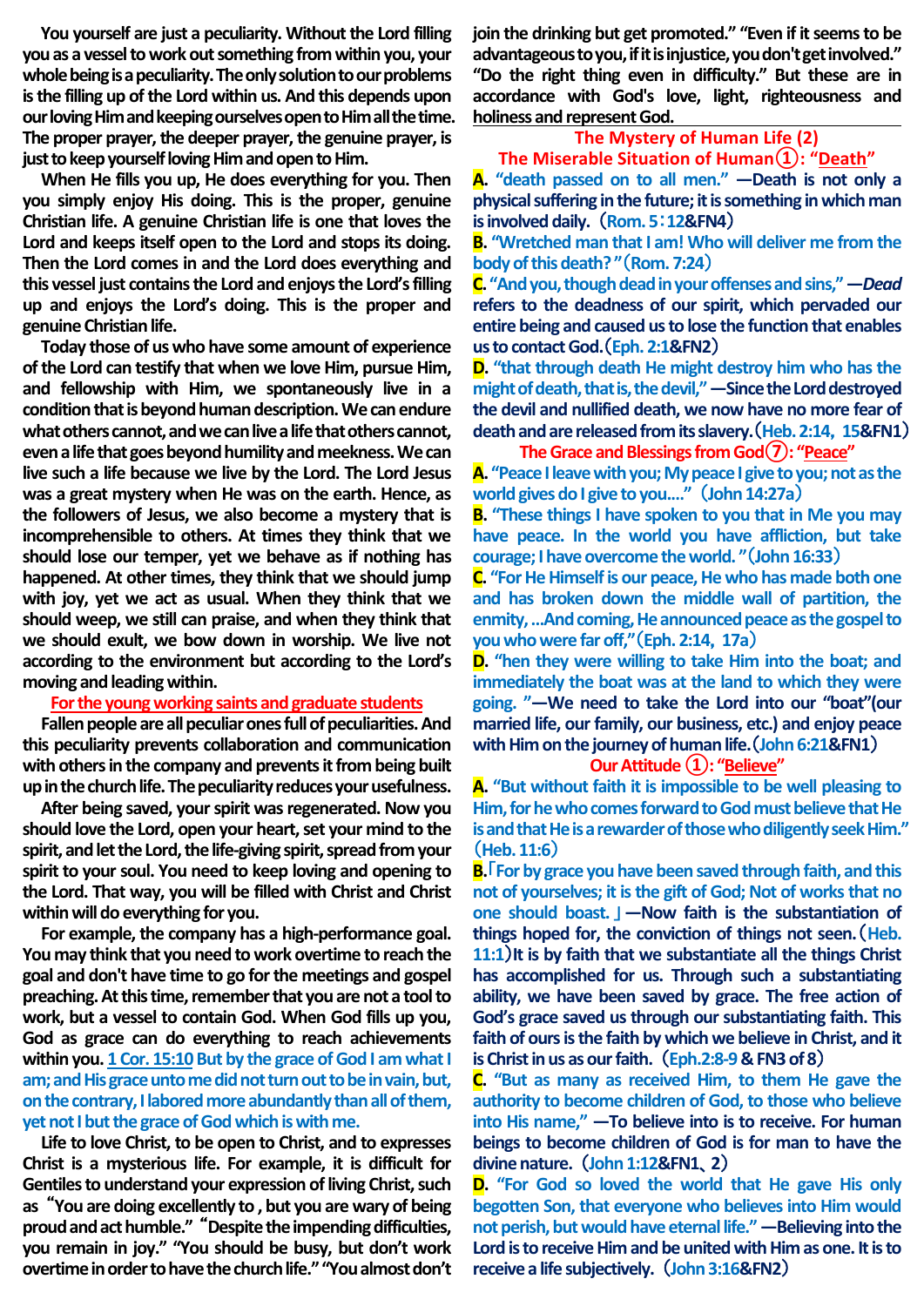You yourself are just a peculiarity. Without the Lord filling you as a vessel to work out something from within you, your whole being is a peculiarity. The only solution to our problems is the filling up of the Lord within us. And this depends upon our loving Him and keeping ourselves open to Him all the time. The proper prayer, the deeper prayer, the genuine prayer, is just to keep yourself loving Him and open to Him.

When He fills you up, He does everything for you. Then you simply enjoy His doing. This is the proper, genuine Christian life. A genuine Christian life is one that loves the Lord and keeps itself open to the Lord and stops its doing. Then the Lord comes in and the Lord does everything and this vessel just contains the Lord and enjoys the Lord's filling up and enjoys the Lord's doing. This is the proper and genuine Christian life.

Today those of us who have some amount of experience of the Lord can testify that when we love Him, pursue Him, and fellowship with Him, we spontaneously live in a condition that is beyond human description. We can endure what others cannot, and we can live a life that others cannot, even a life that goes beyond humility and meekness. We can live such a life because we live by the Lord. The Lord Jesus was a great mystery when He was on the earth. Hence, as the followers of Jesus, we also become a mystery that is incomprehensible to others. At times they think that we should lose our temper, yet we behave as if nothing has happened. At other times, they think that we should jump with joy, yet we act as usual. When they think that we should weep, we still can praise, and when they think that we should exult, we bow down in worship. We live not according to the environment but according to the Lord's moving and leading within.

**For the young working saints and graduate students**

Fallen people are all peculiar ones full of peculiarities. And this peculiarity prevents collaboration and communication with others in the company and prevents it from being built up in the church life. The peculiarity reduces your usefulness.

After being saved, your spirit was regenerated. Now you should love the Lord, open your heart, set your mind to the spirit, and let the Lord, the life-giving spirit, spread from your spirit to your soul. You need to keep loving and opening to the Lord. That way, you will be filled with Christ and Christ within will do everything for you.

For example, the company has a high-performance goal. You may think that you need to work overtime to reach the goal and don't have time to go for the meetings and gospel preaching. At this time, remember that you are not a tool to work, but a vessel to contain God. When God fills up you, God as grace can do everything to reach achievements within you. **1 Cor. 15:10 But by the grace of God I am what I am; and His grace unto me did not turn out to be in vain, but, on the contrary, I labored more abundantly than all of them, yet not I but the grace of God which is with me.**

Life to love Christ, to be open to Christ, and to expresses Christ is a mysterious life. For example, it is difficult for Gentiles to understand your expression of living Christ, such as "You are doing excellently to , but you are wary of being proud and act humble." "Despite the impending difficulties, you remain in joy." "You should be busy, but don't work overtime in order to have the church life." "You almost don't join the drinking but get promoted." "Even if it seems to be advantageous to you, if it is injustice, you don't get involved." "Do the right thing even in difficulty." But these are in accordance with God's love, light, righteousness and holiness and represent God.

## The Mystery of Human Life (2)

### The Miserable Situation of Human①: "Death"

**A.** **"death passed on to all men." —Death is not only a physical suffering in the future; it is something in which man is involved daily.（Rom. 5：12&FN4）**

**B.** **"Wretched man that I am! Who will deliver me from the body of this death?"(Rom. 7:24)**

**C.** **"And you, though dead in your offenses and sins," —*Dead* refers to the deadness of our spirit, which pervaded our entire being and caused us to lose the function that enables us to contact God.(Eph. 2:1&FN2)**

**D.** **"that through death He might destroy him who has the might of death, that is, the devil," —Since the Lord destroyed the devil and nullified death, we now have no more fear of death and are released from its slavery.（Heb. 2:14, 15&FN1）**

### The Grace and Blessings from God⑦: "Peace"

**A.** **"Peace I leave with you; My peace I give to you; not as the world gives do I give to you…." (John 14:27a)**

**B.** **"These things I have spoken to you that in Me you may have peace. In the world you have affliction, but take courage; I have overcome the world."(John 16:33)**

**C.** **"For He Himself is our peace, He who has made both one and has broken down the middle wall of partition, the enmity, ...And coming, He announced peace as the gospel to you who were far off,"(Eph. 2:14, 17a)**

**D.** **"hen they were willing to take Him into the boat; and immediately the boat was at the land to which they were going. "—We need to take the Lord into our "boat"(our married life, our family, our business, etc.) and enjoy peace with Him on the journey of human life.(John 6:21&FN1)**

### Our Attitude ①: "Believe"

**A.** **"But without faith it is impossible to be well pleasing to Him, for he who comes forward to God must believe that He is and that He is a rewarder of those who diligently seek Him."（Heb. 11:6）**

**B.** **「For by grace you have been saved through faith, and this not of yourselves; it is the gift of God; Not of works that no one should boast.」—Now faith is the substantiation of things hoped for, the conviction of things not seen.(Heb. 11:1)It is by faith that we substantiate all the things Christ has accomplished for us. Through such a substantiating ability, we have been saved by grace. The free action of God's grace saved us through our substantiating faith. This faith of ours is the faith by which we believe in Christ, and it is Christ in us as our faith.（Eph.2:8-9 & FN3 of 8）**

**C.** **"But as many as received Him, to them He gave the authority to become children of God, to those who believe into His name," —To believe into is to receive. For human beings to become children of God is for man to have the divine nature.（John 1:12&FN1、2）**

**D.** **"For God so loved the world that He gave His only begotten Son, that everyone who believes into Him would not perish, but would have eternal life." —Believing into the Lord is to receive Him and be united with Him as one. It is to receive a life subjectively.（John 3:16&FN2）**